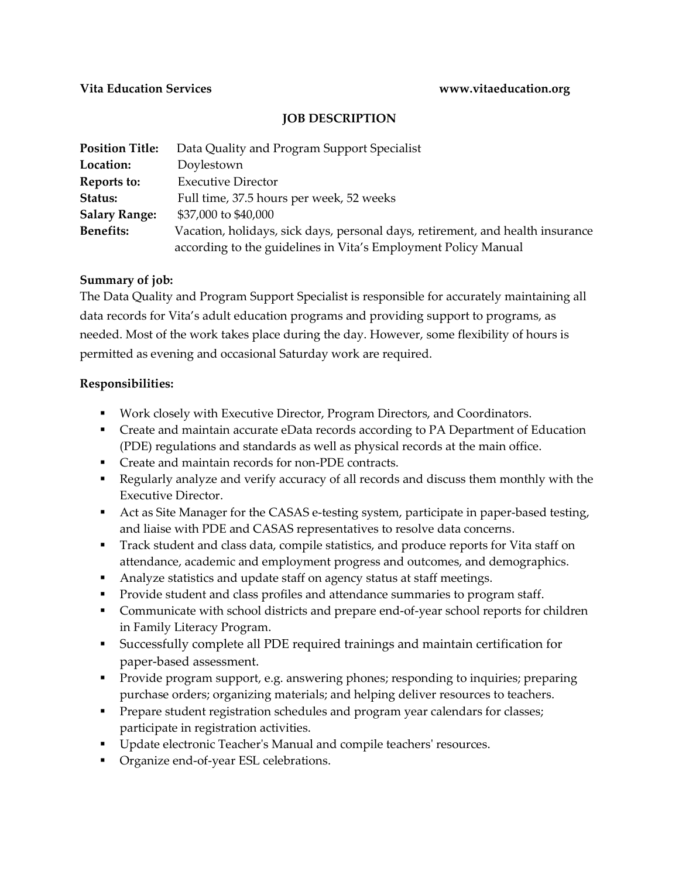**Vita Education Services** **www.vitaeducation.org**

## JOB DESCRIPTION

**Position Title:** Data Quality and Program Support Specialist
**Location:** Doylestown
**Reports to:** Executive Director
**Status:** Full time, 37.5 hours per week, 52 weeks
**Salary Range:** $37,000 to $40,000
**Benefits:** Vacation, holidays, sick days, personal days, retirement, and health insurance according to the guidelines in Vita's Employment Policy Manual

**Summary of job:**
The Data Quality and Program Support Specialist is responsible for accurately maintaining all data records for Vita's adult education programs and providing support to programs, as needed. Most of the work takes place during the day. However, some flexibility of hours is permitted as evening and occasional Saturday work are required.

**Responsibilities:**

- Work closely with Executive Director, Program Directors, and Coordinators.
- Create and maintain accurate eData records according to PA Department of Education (PDE) regulations and standards as well as physical records at the main office.
- Create and maintain records for non-PDE contracts.
- Regularly analyze and verify accuracy of all records and discuss them monthly with the Executive Director.
- Act as Site Manager for the CASAS e-testing system, participate in paper-based testing, and liaise with PDE and CASAS representatives to resolve data concerns.
- Track student and class data, compile statistics, and produce reports for Vita staff on attendance, academic and employment progress and outcomes, and demographics.
- Analyze statistics and update staff on agency status at staff meetings.
- Provide student and class profiles and attendance summaries to program staff.
- Communicate with school districts and prepare end-of-year school reports for children in Family Literacy Program.
- Successfully complete all PDE required trainings and maintain certification for paper-based assessment.
- Provide program support, e.g. answering phones; responding to inquiries; preparing purchase orders; organizing materials; and helping deliver resources to teachers.
- Prepare student registration schedules and program year calendars for classes; participate in registration activities.
- Update electronic Teacher's Manual and compile teachers' resources.
- Organize end-of-year ESL celebrations.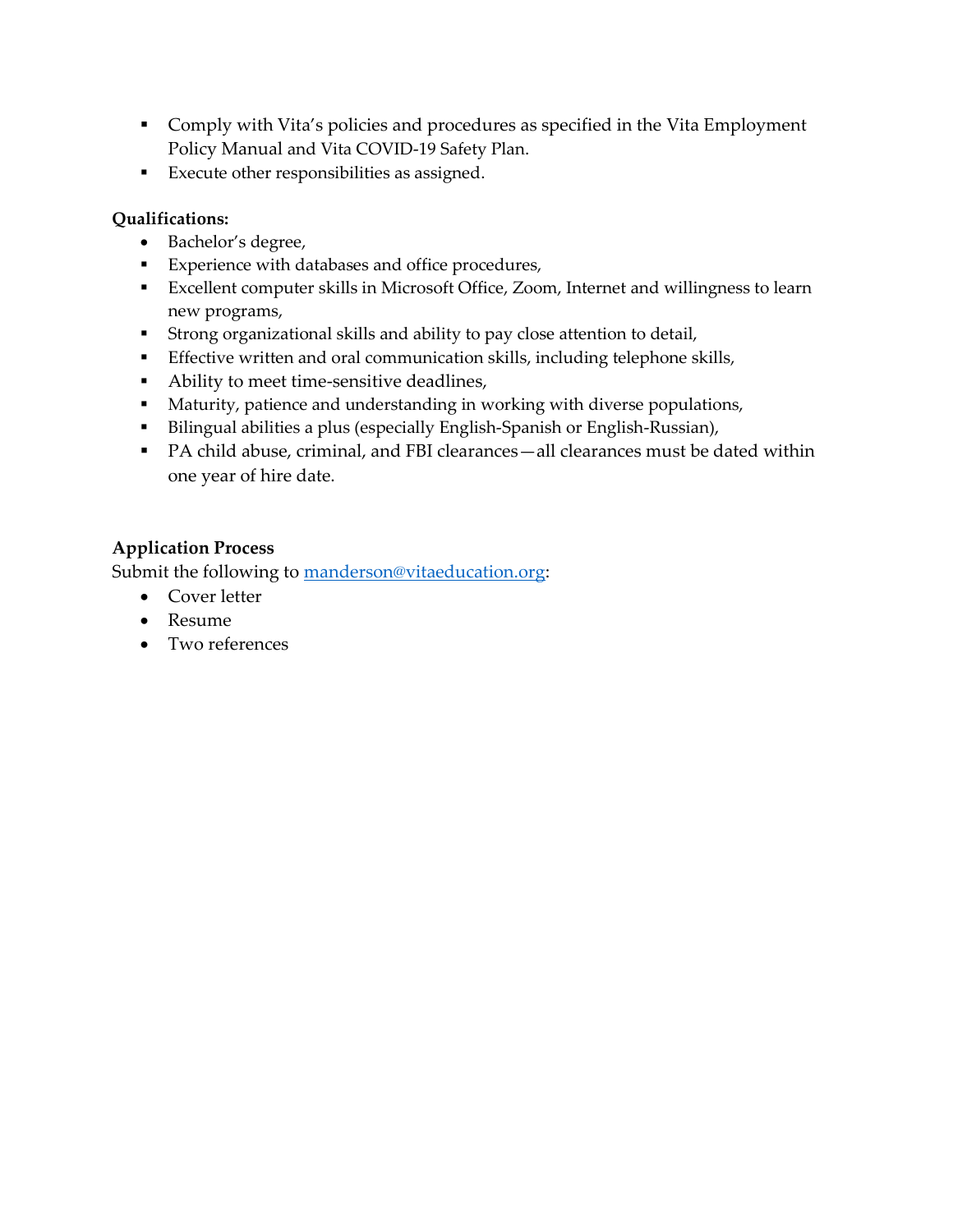- Comply with Vita's policies and procedures as specified in the Vita Employment Policy Manual and Vita COVID-19 Safety Plan.
- Execute other responsibilities as assigned.

**Qualifications:**

- Bachelor's degree,
- Experience with databases and office procedures,
- Excellent computer skills in Microsoft Office, Zoom, Internet and willingness to learn new programs,
- Strong organizational skills and ability to pay close attention to detail,
- Effective written and oral communication skills, including telephone skills,
- Ability to meet time-sensitive deadlines,
- Maturity, patience and understanding in working with diverse populations,
- Bilingual abilities a plus (especially English-Spanish or English-Russian),
- PA child abuse, criminal, and FBI clearances—all clearances must be dated within one year of hire date.

**Application Process**

Submit the following to manderson@vitaeducation.org:

- Cover letter
- Resume
- Two references